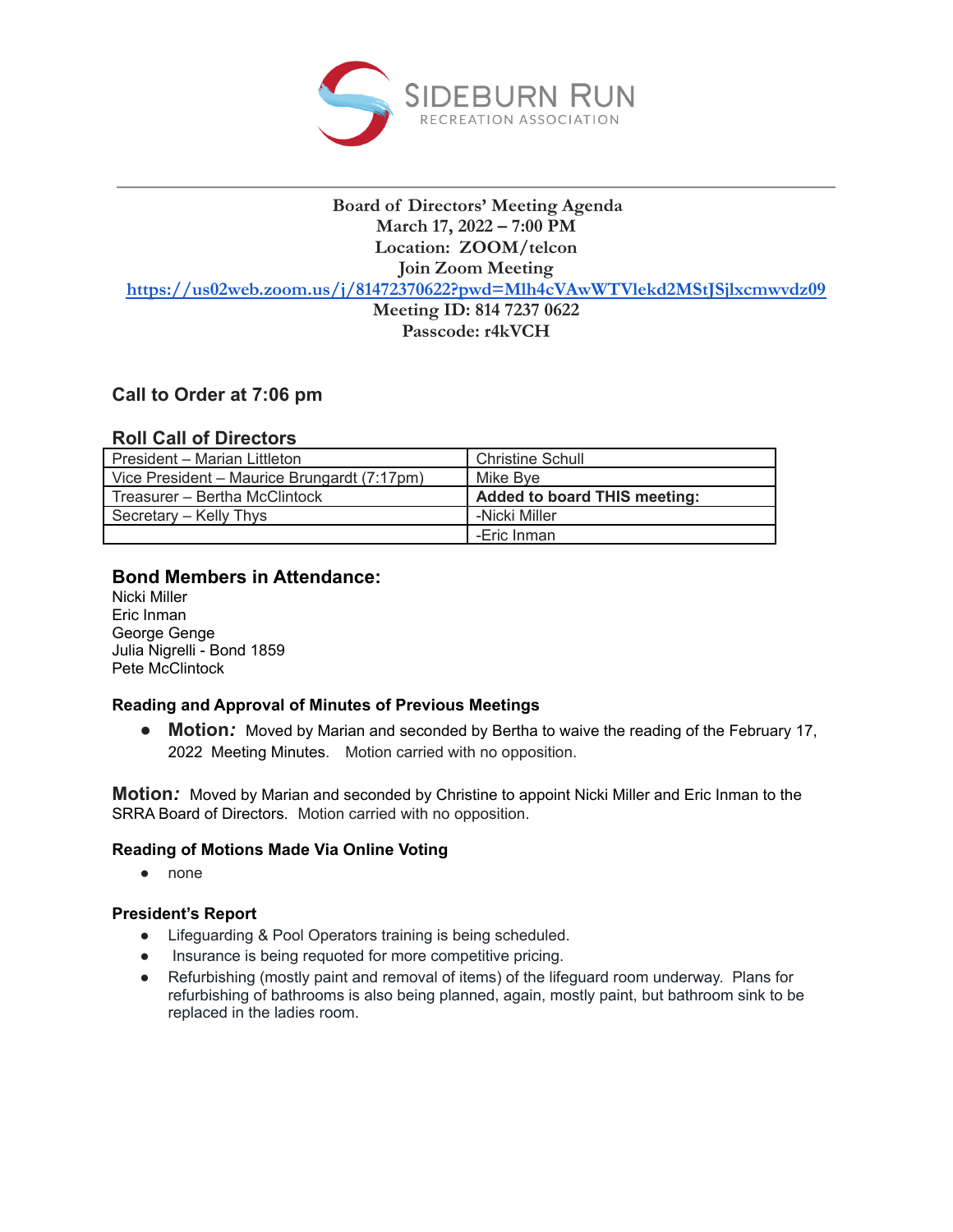SIDEBURN RUN
RECREATION ASSOCIATION

---

**Board of Directors' Meeting Agenda**
**March 17, 2022 – 7:00 PM**
**Location: ZOOM/telcon**
**Join Zoom Meeting**
**https://us02web.zoom.us/j/81472370622?pwd=Mlh4cVAwWTVlekd2MStJSjlxcmwvdz09**
**Meeting ID: 814 7237 0622**
**Passcode: r4kVCH**

## Call to Order at 7:06 pm

## Roll Call of Directors

| President – Marian Littleton | Christine Schull |
|---|---|
| Vice President – Maurice Brungardt (7:17pm) | Mike Bye |
| Treasurer – Bertha McClintock | **Added to board THIS meeting:** |
| Secretary – Kelly Thys | -Nicki Miller |
| | -Eric Inman |

## Bond Members in Attendance:

Nicki Miller
Eric Inman
George Genge
Julia Nigrelli - Bond 1859
Pete McClintock

### Reading and Approval of Minutes of Previous Meetings

- **Motion*:*** Moved by Marian and seconded by Bertha to waive the reading of the February 17, 2022 Meeting Minutes. Motion carried with no opposition.

**Motion*:*** Moved by Marian and seconded by Christine to appoint Nicki Miller and Eric Inman to the SRRA Board of Directors. Motion carried with no opposition.

### Reading of Motions Made Via Online Voting

- none

### President's Report

- Lifeguarding & Pool Operators training is being scheduled.
- Insurance is being requoted for more competitive pricing.
- Refurbishing (mostly paint and removal of items) of the lifeguard room underway. Plans for refurbishing of bathrooms is also being planned, again, mostly paint, but bathroom sink to be replaced in the ladies room.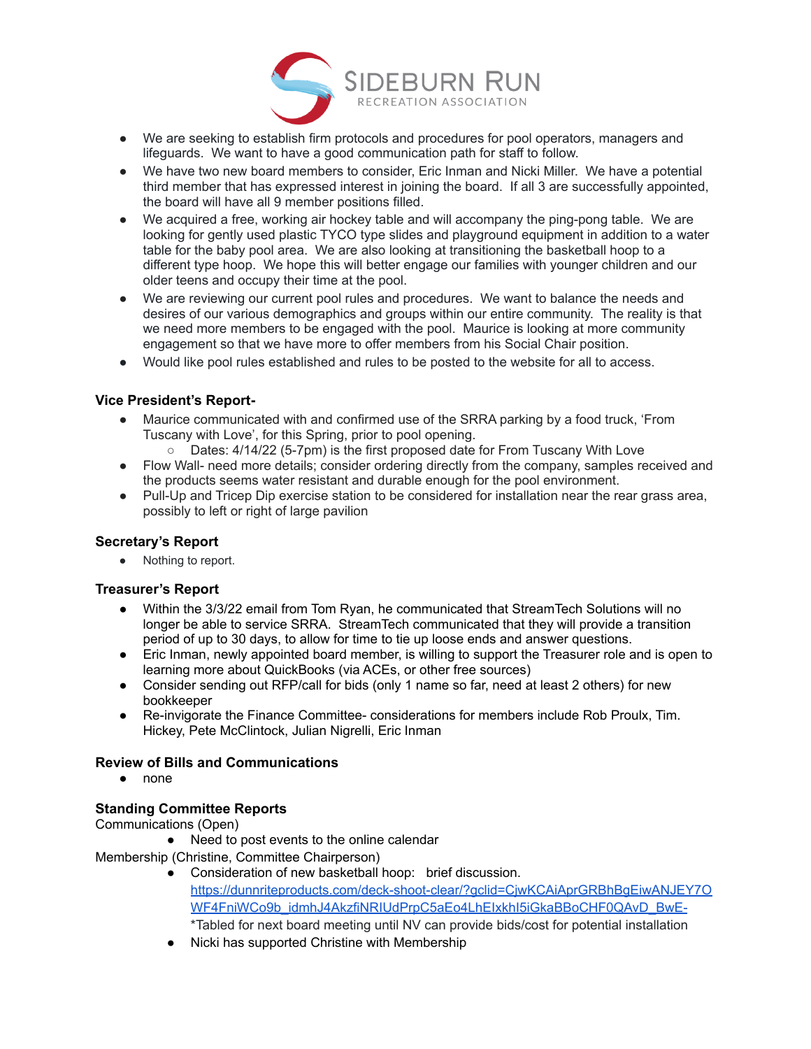- We are seeking to establish firm protocols and procedures for pool operators, managers and lifeguards. We want to have a good communication path for staff to follow.
- We have two new board members to consider, Eric Inman and Nicki Miller. We have a potential third member that has expressed interest in joining the board. If all 3 are successfully appointed, the board will have all 9 member positions filled.
- We acquired a free, working air hockey table and will accompany the ping-pong table. We are looking for gently used plastic TYCO type slides and playground equipment in addition to a water table for the baby pool area. We are also looking at transitioning the basketball hoop to a different type hoop. We hope this will better engage our families with younger children and our older teens and occupy their time at the pool.
- We are reviewing our current pool rules and procedures. We want to balance the needs and desires of our various demographics and groups within our entire community. The reality is that we need more members to be engaged with the pool. Maurice is looking at more community engagement so that we have more to offer members from his Social Chair position.
- Would like pool rules established and rules to be posted to the website for all to access.

### Vice President's Report-

- Maurice communicated with and confirmed use of the SRRA parking by a food truck, 'From Tuscany with Love', for this Spring, prior to pool opening.
  - Dates: 4/14/22 (5-7pm) is the first proposed date for From Tuscany With Love
- Flow Wall- need more details; consider ordering directly from the company, samples received and the products seems water resistant and durable enough for the pool environment.
- Pull-Up and Tricep Dip exercise station to be considered for installation near the rear grass area, possibly to left or right of large pavilion

### Secretary's Report

- Nothing to report.

### Treasurer's Report

- Within the 3/3/22 email from Tom Ryan, he communicated that StreamTech Solutions will no longer be able to service SRRA. StreamTech communicated that they will provide a transition period of up to 30 days, to allow for time to tie up loose ends and answer questions.
- Eric Inman, newly appointed board member, is willing to support the Treasurer role and is open to learning more about QuickBooks (via ACEs, or other free sources)
- Consider sending out RFP/call for bids (only 1 name so far, need at least 2 others) for new bookkeeper
- Re-invigorate the Finance Committee- considerations for members include Rob Proulx, Tim. Hickey, Pete McClintock, Julian Nigrelli, Eric Inman

### Review of Bills and Communications

- none

### Standing Committee Reports

Communications (Open)

- Need to post events to the online calendar

Membership (Christine, Committee Chairperson)

- Consideration of new basketball hoop: brief discussion. https://dunnriteproducts.com/deck-shoot-clear/?gclid=CjwKCAiAprGRBhBgEiwANJEY7OWF4FniWCo9b_idmhJ4AkzfiNRIUdPrpC5aEo4LhElxkhI5iGkaBBoCHF0QAvD_BwE- *Tabled for next board meeting until NV can provide bids/cost for potential installation
- Nicki has supported Christine with Membership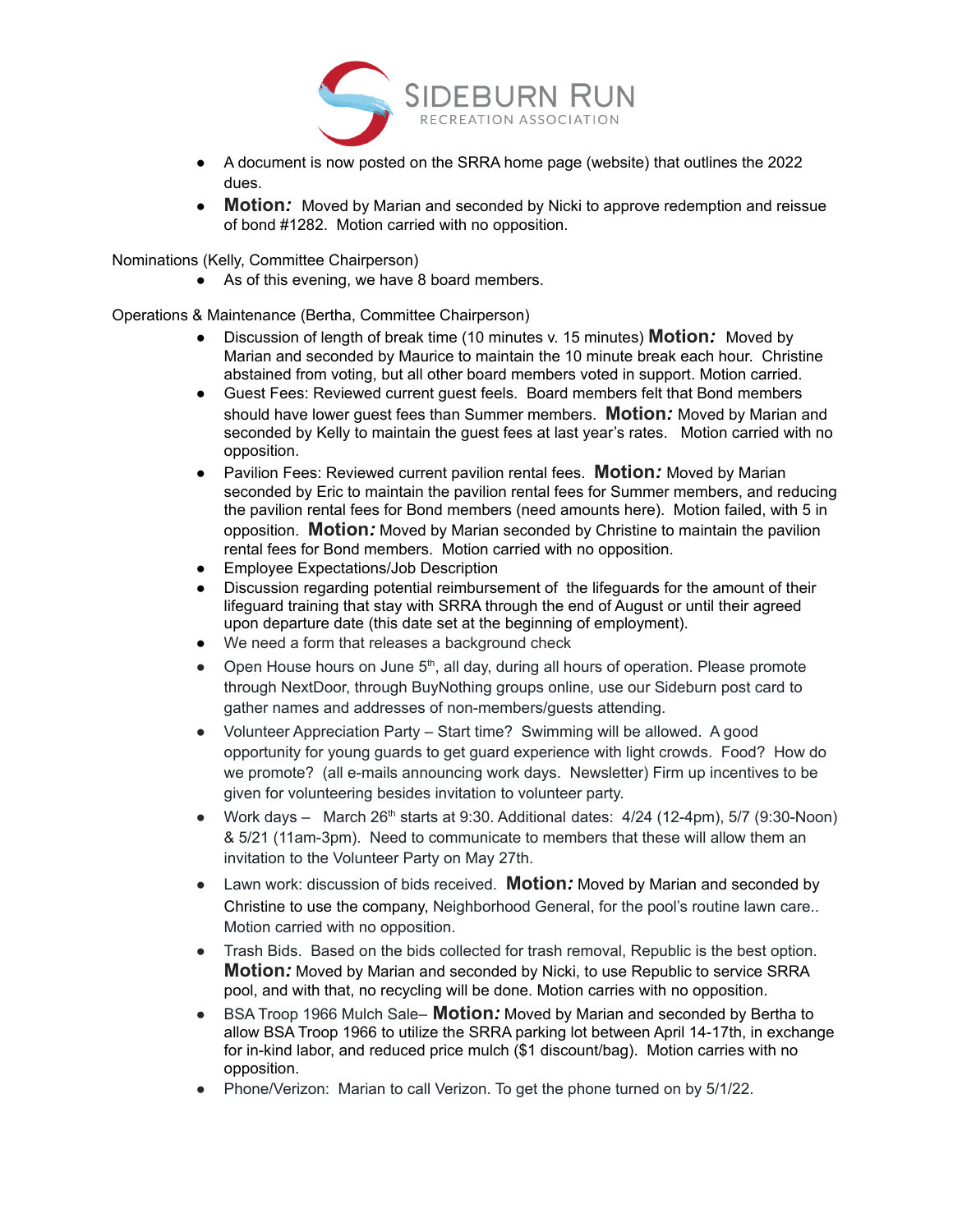- A document is now posted on the SRRA home page (website) that outlines the 2022 dues.
- **Motion*:*** Moved by Marian and seconded by Nicki to approve redemption and reissue of bond #1282. Motion carried with no opposition.

Nominations (Kelly, Committee Chairperson)

- As of this evening, we have 8 board members.

Operations & Maintenance (Bertha, Committee Chairperson)

- Discussion of length of break time (10 minutes v. 15 minutes) **Motion*:*** Moved by Marian and seconded by Maurice to maintain the 10 minute break each hour. Christine abstained from voting, but all other board members voted in support. Motion carried.
- Guest Fees: Reviewed current guest feels. Board members felt that Bond members should have lower guest fees than Summer members. **Motion*:*** Moved by Marian and seconded by Kelly to maintain the guest fees at last year's rates. Motion carried with no opposition.
- Pavilion Fees: Reviewed current pavilion rental fees. **Motion*:*** Moved by Marian seconded by Eric to maintain the pavilion rental fees for Summer members, and reducing the pavilion rental fees for Bond members (need amounts here). Motion failed, with 5 in opposition. **Motion*:*** Moved by Marian seconded by Christine to maintain the pavilion rental fees for Bond members. Motion carried with no opposition.
- Employee Expectations/Job Description
- Discussion regarding potential reimbursement of the lifeguards for the amount of their lifeguard training that stay with SRRA through the end of August or until their agreed upon departure date (this date set at the beginning of employment).
- We need a form that releases a background check
- Open House hours on June 5th, all day, during all hours of operation. Please promote through NextDoor, through BuyNothing groups online, use our Sideburn post card to gather names and addresses of non-members/guests attending.
- Volunteer Appreciation Party – Start time? Swimming will be allowed. A good opportunity for young guards to get guard experience with light crowds. Food? How do we promote? (all e-mails announcing work days. Newsletter) Firm up incentives to be given for volunteering besides invitation to volunteer party.
- Work days – March 26th starts at 9:30. Additional dates: 4/24 (12-4pm), 5/7 (9:30-Noon) & 5/21 (11am-3pm). Need to communicate to members that these will allow them an invitation to the Volunteer Party on May 27th.
- Lawn work: discussion of bids received. **Motion*:*** Moved by Marian and seconded by Christine to use the company, Neighborhood General, for the pool's routine lawn care.. Motion carried with no opposition.
- Trash Bids. Based on the bids collected for trash removal, Republic is the best option. **Motion*:*** Moved by Marian and seconded by Nicki, to use Republic to service SRRA pool, and with that, no recycling will be done. Motion carries with no opposition.
- BSA Troop 1966 Mulch Sale– **Motion*:*** Moved by Marian and seconded by Bertha to allow BSA Troop 1966 to utilize the SRRA parking lot between April 14-17th, in exchange for in-kind labor, and reduced price mulch ($1 discount/bag). Motion carries with no opposition.
- Phone/Verizon: Marian to call Verizon. To get the phone turned on by 5/1/22.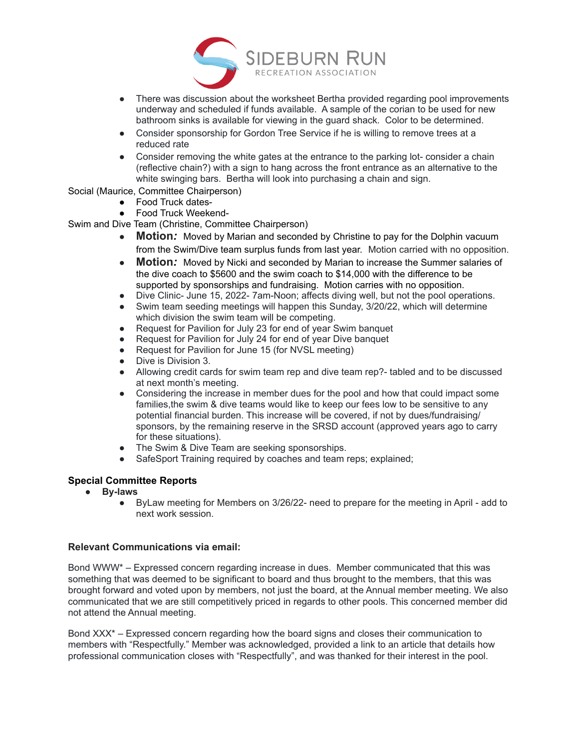- There was discussion about the worksheet Bertha provided regarding pool improvements underway and scheduled if funds available. A sample of the corian to be used for new bathroom sinks is available for viewing in the guard shack. Color to be determined.
- Consider sponsorship for Gordon Tree Service if he is willing to remove trees at a reduced rate
- Consider removing the white gates at the entrance to the parking lot- consider a chain (reflective chain?) with a sign to hang across the front entrance as an alternative to the white swinging bars. Bertha will look into purchasing a chain and sign.

Social (Maurice, Committee Chairperson)

- Food Truck dates-
- Food Truck Weekend-

Swim and Dive Team (Christine, Committee Chairperson)

- **Motion***:* Moved by Marian and seconded by Christine to pay for the Dolphin vacuum from the Swim/Dive team surplus funds from last year. Motion carried with no opposition.
- **Motion***:* Moved by Nicki and seconded by Marian to increase the Summer salaries of the dive coach to $5600 and the swim coach to $14,000 with the difference to be supported by sponsorships and fundraising. Motion carries with no opposition.
- Dive Clinic- June 15, 2022- 7am-Noon; affects diving well, but not the pool operations.
- Swim team seeding meetings will happen this Sunday, 3/20/22, which will determine which division the swim team will be competing.
- Request for Pavilion for July 23 for end of year Swim banquet
- Request for Pavilion for July 24 for end of year Dive banquet
- Request for Pavilion for June 15 (for NVSL meeting)
- Dive is Division 3.
- Allowing credit cards for swim team rep and dive team rep?- tabled and to be discussed at next month's meeting.
- Considering the increase in member dues for the pool and how that could impact some families,the swim & dive teams would like to keep our fees low to be sensitive to any potential financial burden. This increase will be covered, if not by dues/fundraising/ sponsors, by the remaining reserve in the SRSD account (approved years ago to carry for these situations).
- The Swim & Dive Team are seeking sponsorships.
- SafeSport Training required by coaches and team reps; explained;

**Special Committee Reports**

- **By-laws**
  - ByLaw meeting for Members on 3/26/22- need to prepare for the meeting in April - add to next work session.

**Relevant Communications via email:**

Bond WWW* – Expressed concern regarding increase in dues. Member communicated that this was something that was deemed to be significant to board and thus brought to the members, that this was brought forward and voted upon by members, not just the board, at the Annual member meeting. We also communicated that we are still competitively priced in regards to other pools. This concerned member did not attend the Annual meeting.

Bond XXX* – Expressed concern regarding how the board signs and closes their communication to members with "Respectfully." Member was acknowledged, provided a link to an article that details how professional communication closes with "Respectfully", and was thanked for their interest in the pool.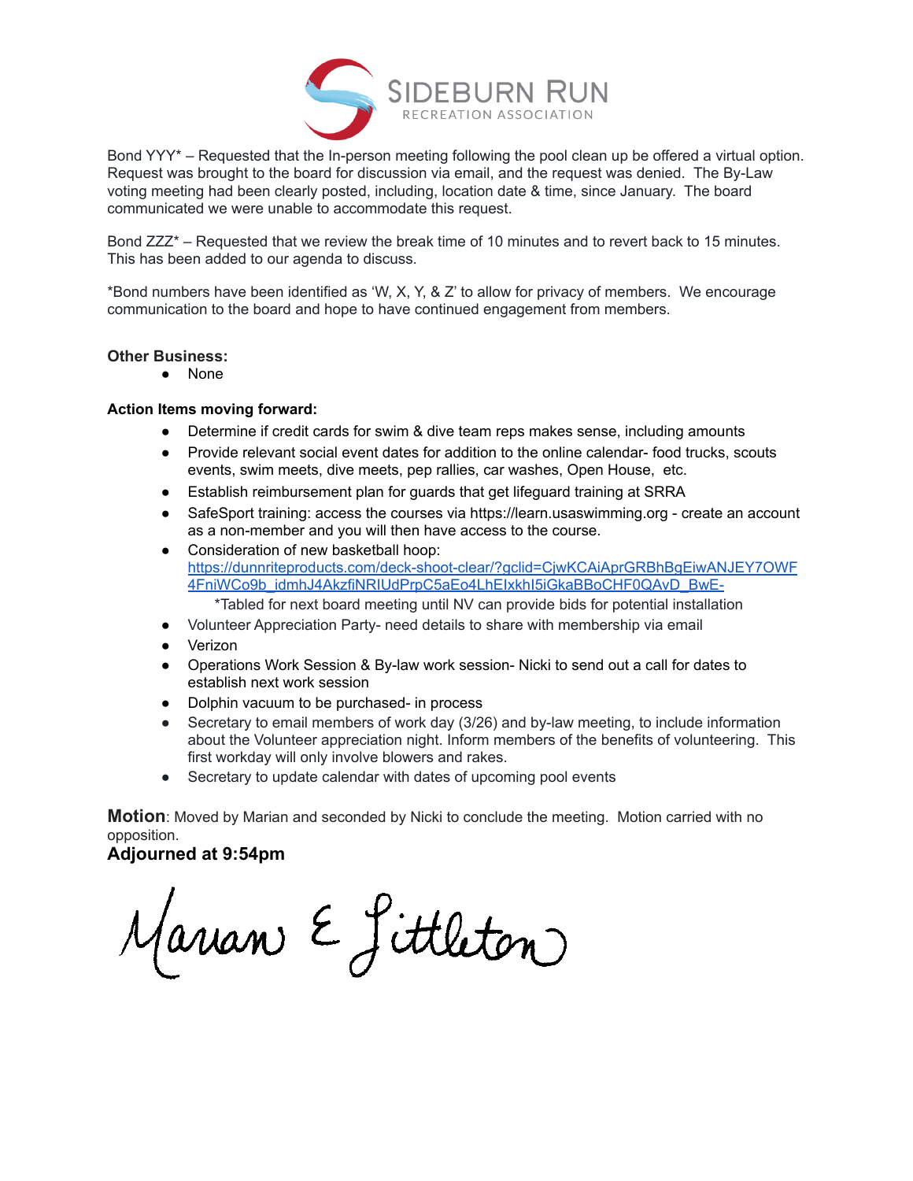Bond YYY* – Requested that the In-person meeting following the pool clean up be offered a virtual option. Request was brought to the board for discussion via email, and the request was denied. The By-Law voting meeting had been clearly posted, including, location date & time, since January. The board communicated we were unable to accommodate this request.

Bond ZZZ* – Requested that we review the break time of 10 minutes and to revert back to 15 minutes. This has been added to our agenda to discuss.

*Bond numbers have been identified as 'W, X, Y, & Z' to allow for privacy of members. We encourage communication to the board and hope to have continued engagement from members.

**Other Business:**

- None

**Action Items moving forward:**

- Determine if credit cards for swim & dive team reps makes sense, including amounts
- Provide relevant social event dates for addition to the online calendar- food trucks, scouts events, swim meets, dive meets, pep rallies, car washes, Open House, etc.
- Establish reimbursement plan for guards that get lifeguard training at SRRA
- SafeSport training: access the courses via https://learn.usaswimming.org - create an account as a non-member and you will then have access to the course.
- Consideration of new basketball hoop: https://dunnriteproducts.com/deck-shoot-clear/?gclid=CjwKCAiAprGRBhBgEiwANJEY7OWF4FniWCo9b_idmhJ4AkzfiNRIUdPrpC5aEo4LhElxkhI5iGkaBBoCHF0QAvD_BwE-
  *Tabled for next board meeting until NV can provide bids for potential installation
- Volunteer Appreciation Party- need details to share with membership via email
- Verizon
- Operations Work Session & By-law work session- Nicki to send out a call for dates to establish next work session
- Dolphin vacuum to be purchased- in process
- Secretary to email members of work day (3/26) and by-law meeting, to include information about the Volunteer appreciation night. Inform members of the benefits of volunteering. This first workday will only involve blowers and rakes.
- Secretary to update calendar with dates of upcoming pool events

**Motion**: Moved by Marian and seconded by Nicki to conclude the meeting. Motion carried with no opposition.

**Adjourned at 9:54pm**

Marian E Littleton